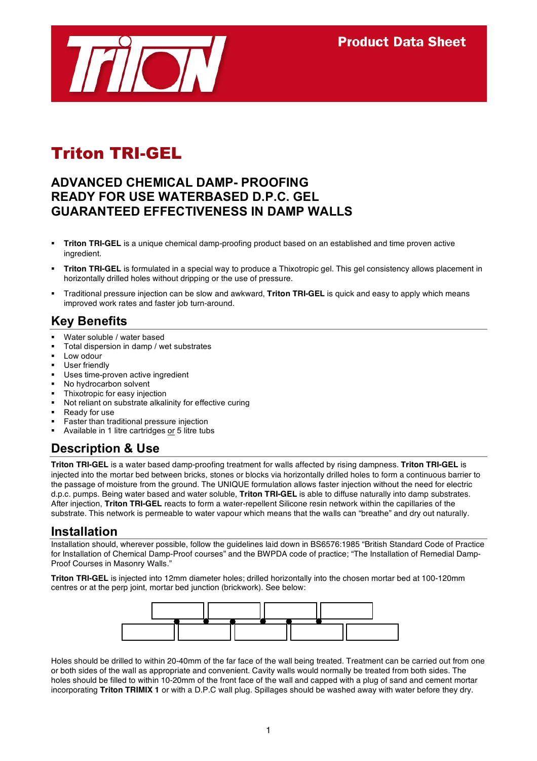Product Data Sheet

# Triton TRI-GEL

## ADVANCED CHEMICAL DAMP- PROOFING
## READY FOR USE WATERBASED D.P.C. GEL
## GUARANTEED EFFECTIVENESS IN DAMP WALLS

- **Triton TRI-GEL** is a unique chemical damp-proofing product based on an established and time proven active ingredient.
- **Triton TRI-GEL** is formulated in a special way to produce a Thixotropic gel. This gel consistency allows placement in horizontally drilled holes without dripping or the use of pressure.
- Traditional pressure injection can be slow and awkward, **Triton TRI-GEL** is quick and easy to apply which means improved work rates and faster job turn-around.

## Key Benefits

- Water soluble / water based
- Total dispersion in damp / wet substrates
- Low odour
- User friendly
- Uses time-proven active ingredient
- No hydrocarbon solvent
- Thixotropic for easy injection
- Not reliant on substrate alkalinity for effective curing
- Ready for use
- Faster than traditional pressure injection
- Available in 1 litre cartridges or 5 litre tubs

## Description & Use

**Triton TRI-GEL** is a water based damp-proofing treatment for walls affected by rising dampness. **Triton TRI-GEL** is injected into the mortar bed between bricks, stones or blocks via horizontally drilled holes to form a continuous barrier to the passage of moisture from the ground. The UNIQUE formulation allows faster injection without the need for electric d.p.c. pumps. Being water based and water soluble, **Triton TRI-GEL** is able to diffuse naturally into damp substrates. After injection, **Triton TRI-GEL** reacts to form a water-repellent Silicone resin network within the capillaries of the substrate. This network is permeable to water vapour which means that the walls can "breathe" and dry out naturally.

## Installation

Installation should, wherever possible, follow the guidelines laid down in BS6576:1985 "British Standard Code of Practice for Installation of Chemical Damp-Proof courses" and the BWPDA code of practice; "The Installation of Remedial Damp-Proof Courses in Masonry Walls."

**Triton TRI-GEL** is injected into 12mm diameter holes; drilled horizontally into the chosen mortar bed at 100-120mm centres or at the perp joint, mortar bed junction (brickwork). See below:

Holes should be drilled to within 20-40mm of the far face of the wall being treated. Treatment can be carried out from one or both sides of the wall as appropriate and convenient. Cavity walls would normally be treated from both sides. The holes should be filled to within 10-20mm of the front face of the wall and capped with a plug of sand and cement mortar incorporating **Triton TRIMIX 1** or with a D.P.C wall plug. Spillages should be washed away with water before they dry.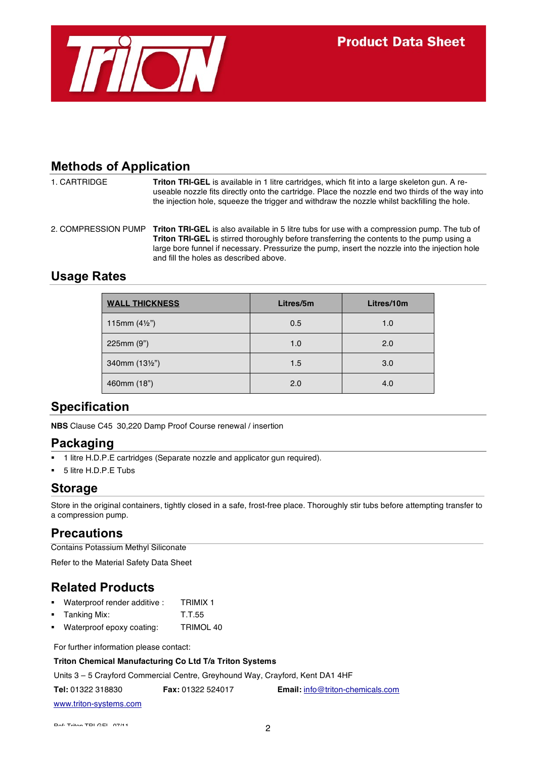# Product Data Sheet

## Methods of Application

1. CARTRIDGE — **Triton TRI-GEL** is available in 1 litre cartridges, which fit into a large skeleton gun. A re-useable nozzle fits directly onto the cartridge. Place the nozzle end two thirds of the way into the injection hole, squeeze the trigger and withdraw the nozzle whilst backfilling the hole.

2. COMPRESSION PUMP — **Triton TRI-GEL** is also available in 5 litre tubs for use with a compression pump. The tub of **Triton TRI-GEL** is stirred thoroughly before transferring the contents to the pump using a large bore funnel if necessary. Pressurize the pump, insert the nozzle into the injection hole and fill the holes as described above.

## Usage Rates

| WALL THICKNESS | Litres/5m | Litres/10m |
|---|---|---|
| 115mm (4½") | 0.5 | 1.0 |
| 225mm (9") | 1.0 | 2.0 |
| 340mm (13½") | 1.5 | 3.0 |
| 460mm (18") | 2.0 | 4.0 |

## Specification

**NBS** Clause C45 30,220 Damp Proof Course renewal / insertion

## Packaging

- 1 litre H.D.P.E cartridges (Separate nozzle and applicator gun required).
- 5 litre H.D.P.E Tubs

## Storage

Store in the original containers, tightly closed in a safe, frost-free place. Thoroughly stir tubs before attempting transfer to a compression pump.

## Precautions

Contains Potassium Methyl Siliconate

Refer to the Material Safety Data Sheet

## Related Products

- Waterproof render additive : TRIMIX 1
- Tanking Mix: T.T.55
- Waterproof epoxy coating: TRIMOL 40

For further information please contact:

**Triton Chemical Manufacturing Co Ltd T/a Triton Systems**

Units 3 – 5 Crayford Commercial Centre, Greyhound Way, Crayford, Kent DA1 4HF

**Tel:** 01322 318830 **Fax:** 01322 524017 **Email:** info@triton-chemicals.com

www.triton-systems.com

Ref: Triton TRI-GEL 07/11